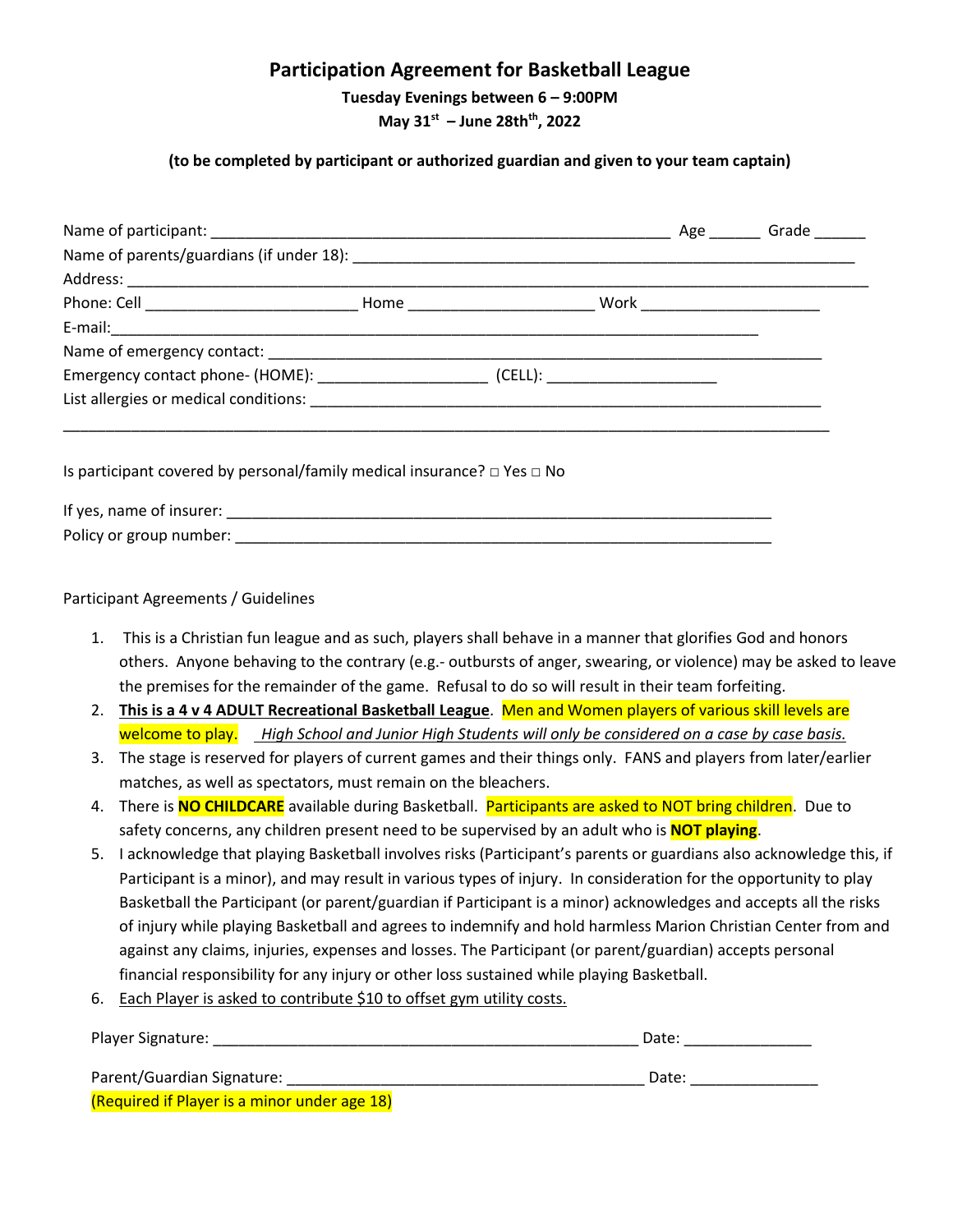# Participation Agreement for Basketball League

**Tuesday Evenings between 6 – 9:00PM**

**May 31st – June 28th, 2022**

**(to be completed by participant or authorized guardian and given to your team captain)**

Name of participant: ______________________________________________ Age ______ Grade ______

Name of parents/guardians (if under 18): ___________________________________________________

Address: __________________________________________________________________________

Phone: Cell _____________________ Home ___________________ Work __________________

E-mail:_________________________________________________________________

Name of emergency contact: ________________________________________________________

Emergency contact phone- (HOME): _________________ (CELL): _________________

List allergies or medical conditions: ___________________________________________________

_____________________________________________________________________________

Is participant covered by personal/family medical insurance? □ Yes □ No

If yes, name of insurer: ______________________________________________________

Policy or group number: ______________________________________________________

Participant Agreements / Guidelines

1. This is a Christian fun league and as such, players shall behave in a manner that glorifies God and honors others. Anyone behaving to the contrary (e.g.- outbursts of anger, swearing, or violence) may be asked to leave the premises for the remainder of the game. Refusal to do so will result in their team forfeiting.
2. **This is a 4 v 4 ADULT Recreational Basketball League**. Men and Women players of various skill levels are welcome to play. *High School and Junior High Students will only be considered on a case by case basis.*
3. The stage is reserved for players of current games and their things only. FANS and players from later/earlier matches, as well as spectators, must remain on the bleachers.
4. There is **NO CHILDCARE** available during Basketball. Participants are asked to NOT bring children. Due to safety concerns, any children present need to be supervised by an adult who is **NOT playing**.
5. I acknowledge that playing Basketball involves risks (Participant's parents or guardians also acknowledge this, if Participant is a minor), and may result in various types of injury. In consideration for the opportunity to play Basketball the Participant (or parent/guardian if Participant is a minor) acknowledges and accepts all the risks of injury while playing Basketball and agrees to indemnify and hold harmless Marion Christian Center from and against any claims, injuries, expenses and losses. The Participant (or parent/guardian) accepts personal financial responsibility for any injury or other loss sustained while playing Basketball.
6. Each Player is asked to contribute $10 to offset gym utility costs.

Player Signature: ___________________________________________ Date: _______________

Parent/Guardian Signature: ____________________________________ Date: _______________

(Required if Player is a minor under age 18)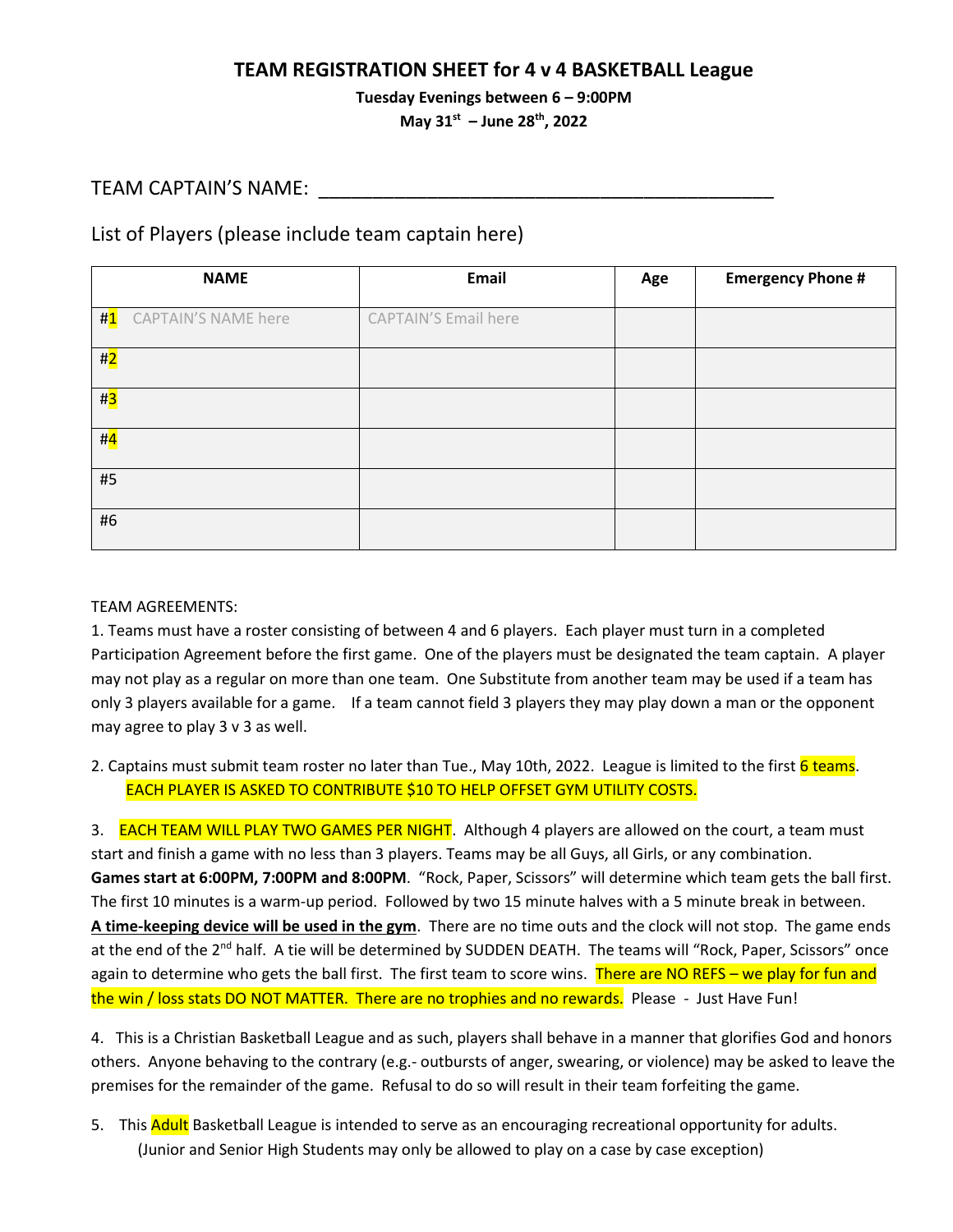# TEAM REGISTRATION SHEET for 4 v 4 BASKETBALL League

**Tuesday Evenings between 6 – 9:00PM**

**May 31st – June 28th, 2022**

TEAM CAPTAIN'S NAME: ____________________________________________

List of Players (please include team captain here)

| NAME | Email | Age | Emergency Phone # |
|---|---|---|---|
| #1 CAPTAIN'S NAME here | CAPTAIN'S Email here | | |
| #2 | | | |
| #3 | | | |
| #4 | | | |
| #5 | | | |
| #6 | | | |

TEAM AGREEMENTS:

1. Teams must have a roster consisting of between 4 and 6 players. Each player must turn in a completed Participation Agreement before the first game. One of the players must be designated the team captain. A player may not play as a regular on more than one team. One Substitute from another team may be used if a team has only 3 players available for a game. If a team cannot field 3 players they may play down a man or the opponent may agree to play 3 v 3 as well.

2. Captains must submit team roster no later than Tue., May 10th, 2022. League is limited to the first 6 teams.
   EACH PLAYER IS ASKED TO CONTRIBUTE $10 TO HELP OFFSET GYM UTILITY COSTS.

3. EACH TEAM WILL PLAY TWO GAMES PER NIGHT. Although 4 players are allowed on the court, a team must start and finish a game with no less than 3 players. Teams may be all Guys, all Girls, or any combination. **Games start at 6:00PM, 7:00PM and 8:00PM**. "Rock, Paper, Scissors" will determine which team gets the ball first. The first 10 minutes is a warm-up period. Followed by two 15 minute halves with a 5 minute break in between. **A time-keeping device will be used in the gym**. There are no time outs and the clock will not stop. The game ends at the end of the 2nd half. A tie will be determined by SUDDEN DEATH. The teams will "Rock, Paper, Scissors" once again to determine who gets the ball first. The first team to score wins. There are NO REFS – we play for fun and the win / loss stats DO NOT MATTER. There are no trophies and no rewards. Please - Just Have Fun!

4. This is a Christian Basketball League and as such, players shall behave in a manner that glorifies God and honors others. Anyone behaving to the contrary (e.g.- outbursts of anger, swearing, or violence) may be asked to leave the premises for the remainder of the game. Refusal to do so will result in their team forfeiting the game.

5. This Adult Basketball League is intended to serve as an encouraging recreational opportunity for adults.
   (Junior and Senior High Students may only be allowed to play on a case by case exception)